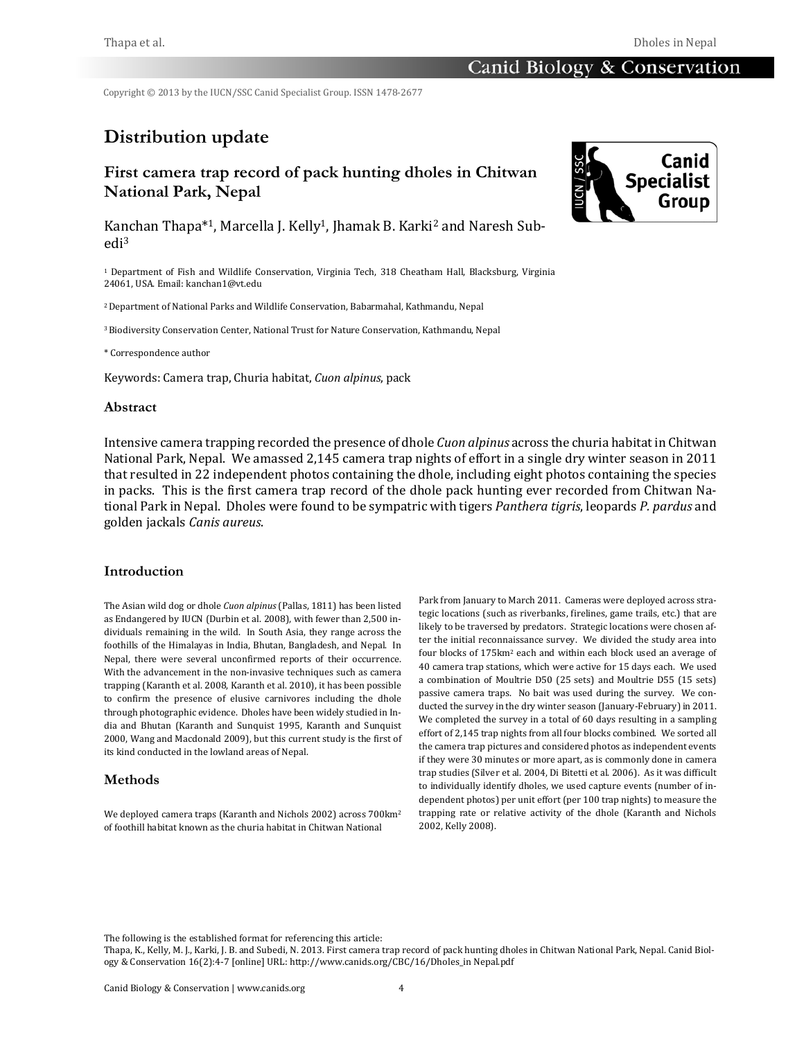Copyright © 2013 by the IUCN/SSC Canid Specialist Group. ISSN 1478-2677

# Distribution update

## First camera trap record of pack hunting dholes in Chitwan National Park, Nepal

Kanchan Thapa*[1], Marcella J. Kelly[1], Jhamak B. Karki[2] and Naresh Subedi[3]

[1] Department of Fish and Wildlife Conservation, Virginia Tech, 318 Cheatham Hall, Blacksburg, Virginia 24061, USA. Email: kanchan1@vt.edu

[2] Department of National Parks and Wildlife Conservation, Babarmahal, Kathmandu, Nepal

[3] Biodiversity Conservation Center, National Trust for Nature Conservation, Kathmandu, Nepal

* Correspondence author

Keywords: Camera trap, Churia habitat, *Cuon alpinus*, pack

### Abstract

Intensive camera trapping recorded the presence of dhole *Cuon alpinus* across the churia habitat in Chitwan National Park, Nepal. We amassed 2,145 camera trap nights of effort in a single dry winter season in 2011 that resulted in 22 independent photos containing the dhole, including eight photos containing the species in packs. This is the first camera trap record of the dhole pack hunting ever recorded from Chitwan National Park in Nepal. Dholes were found to be sympatric with tigers *Panthera tigris*, leopards *P. pardus* and golden jackals *Canis aureus*.

### Introduction

The Asian wild dog or dhole *Cuon alpinus* (Pallas, 1811) has been listed as Endangered by IUCN (Durbin et al. 2008), with fewer than 2,500 individuals remaining in the wild. In South Asia, they range across the foothills of the Himalayas in India, Bhutan, Bangladesh, and Nepal. In Nepal, there were several unconfirmed reports of their occurrence. With the advancement in the non-invasive techniques such as camera trapping (Karanth et al. 2008, Karanth et al. 2010), it has been possible to confirm the presence of elusive carnivores including the dhole through photographic evidence. Dholes have been widely studied in India and Bhutan (Karanth and Sunquist 1995, Karanth and Sunquist 2000, Wang and Macdonald 2009), but this current study is the first of its kind conducted in the lowland areas of Nepal.

### Methods

We deployed camera traps (Karanth and Nichols 2002) across 700km$^2$ of foothill habitat known as the churia habitat in Chitwan National Park from January to March 2011. Cameras were deployed across strategic locations (such as riverbanks, firelines, game trails, etc.) that are likely to be traversed by predators. Strategic locations were chosen after the initial reconnaissance survey. We divided the study area into four blocks of 175km$^2$ each and within each block used an average of 40 camera trap stations, which were active for 15 days each. We used a combination of Moultrie D50 (25 sets) and Moultrie D55 (15 sets) passive camera traps. No bait was used during the survey. We conducted the survey in the dry winter season (January-February) in 2011. We completed the survey in a total of 60 days resulting in a sampling effort of 2,145 trap nights from all four blocks combined. We sorted all the camera trap pictures and considered photos as independent events if they were 30 minutes or more apart, as is commonly done in camera trap studies (Silver et al. 2004, Di Bitetti et al. 2006). As it was difficult to individually identify dholes, we used capture events (number of independent photos) per unit effort (per 100 trap nights) to measure the trapping rate or relative activity of the dhole (Karanth and Nichols 2002, Kelly 2008).

The following is the established format for referencing this article:
Thapa, K., Kelly, M. J., Karki, J. B. and Subedi, N. 2013. First camera trap record of pack hunting dholes in Chitwan National Park, Nepal. Canid Biology & Conservation 16(2):4-7 [online] URL: http://www.canids.org/CBC/16/Dholes_in Nepal.pdf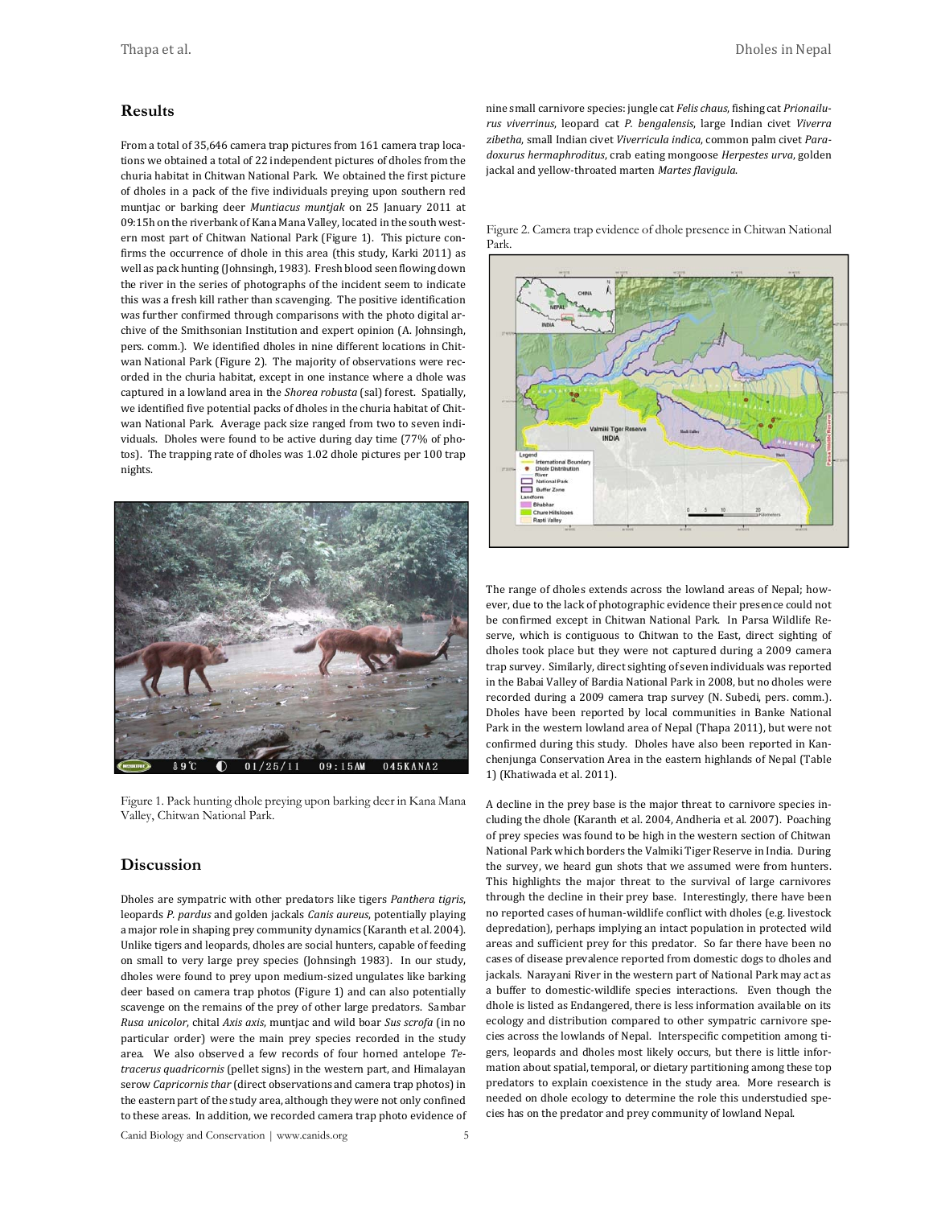## Results

From a total of 35,646 camera trap pictures from 161 camera trap locations we obtained a total of 22 independent pictures of dholes from the churia habitat in Chitwan National Park. We obtained the first picture of dholes in a pack of the five individuals preying upon southern red muntjac or barking deer *Muntiacus muntjak* on 25 January 2011 at 09:15h on the riverbank of Kana Mana Valley, located in the south western most part of Chitwan National Park (Figure 1). This picture confirms the occurrence of dhole in this area (this study, Karki 2011) as well as pack hunting (Johnsingh, 1983). Fresh blood seen flowing down the river in the series of photographs of the incident seem to indicate this was a fresh kill rather than scavenging. The positive identification was further confirmed through comparisons with the photo digital archive of the Smithsonian Institution and expert opinion (A. Johnsingh, pers. comm.). We identified dholes in nine different locations in Chitwan National Park (Figure 2). The majority of observations were recorded in the churia habitat, except in one instance where a dhole was captured in a lowland area in the *Shorea robusta* (sal) forest. Spatially, we identified five potential packs of dholes in the churia habitat of Chitwan National Park. Average pack size ranged from two to seven individuals. Dholes were found to be active during day time (77% of photos). The trapping rate of dholes was 1.02 dhole pictures per 100 trap nights.

Figure 1. Pack hunting dhole preying upon barking deer in Kana Mana Valley, Chitwan National Park.

## Discussion

Dholes are sympatric with other predators like tigers *Panthera tigris*, leopards *P. pardus* and golden jackals *Canis aureus*, potentially playing a major role in shaping prey community dynamics (Karanth et al. 2004). Unlike tigers and leopards, dholes are social hunters, capable of feeding on small to very large prey species (Johnsingh 1983). In our study, dholes were found to prey upon medium-sized ungulates like barking deer based on camera trap photos (Figure 1) and can also potentially scavenge on the remains of the prey of other large predators. Sambar *Rusa unicolor*, chital *Axis axis*, muntjac and wild boar *Sus scrofa* (in no particular order) were the main prey species recorded in the study area. We also observed a few records of four horned antelope *Tetracerus quadricornis* (pellet signs) in the western part, and Himalayan serow *Capricornis thar* (direct observations and camera trap photos) in the eastern part of the study area, although they were not only confined to these areas. In addition, we recorded camera trap photo evidence of nine small carnivore species: jungle cat *Felis chaus*, fishing cat *Prionailurus viverrinus*, leopard cat *P. bengalensis*, large Indian civet *Viverra zibetha*, small Indian civet *Viverricula indica*, common palm civet *Paradoxurus hermaphroditus*, crab eating mongoose *Herpestes urva*, golden jackal and yellow-throated marten *Martes flavigula*.

Figure 2. Camera trap evidence of dhole presence in Chitwan National Park.

The range of dholes extends across the lowland areas of Nepal; however, due to the lack of photographic evidence their presence could not be confirmed except in Chitwan National Park. In Parsa Wildlife Reserve, which is contiguous to Chitwan to the East, direct sighting of dholes took place but they were not captured during a 2009 camera trap survey. Similarly, direct sighting of seven individuals was reported in the Babai Valley of Bardia National Park in 2008, but no dholes were recorded during a 2009 camera trap survey (N. Subedi, pers. comm.). Dholes have been reported by local communities in Banke National Park in the western lowland area of Nepal (Thapa 2011), but were not confirmed during this study. Dholes have also been reported in Kanchenjunga Conservation Area in the eastern highlands of Nepal (Table 1) (Khatiwada et al. 2011).

A decline in the prey base is the major threat to carnivore species including the dhole (Karanth et al. 2004, Andheria et al. 2007). Poaching of prey species was found to be high in the western section of Chitwan National Park which borders the Valmiki Tiger Reserve in India. During the survey, we heard gun shots that we assumed were from hunters. This highlights the major threat to the survival of large carnivores through the decline in their prey base. Interestingly, there have been no reported cases of human-wildlife conflict with dholes (e.g. livestock depredation), perhaps implying an intact population in protected wild areas and sufficient prey for this predator. So far there have been no cases of disease prevalence reported from domestic dogs to dholes and jackals. Narayani River in the western part of National Park may act as a buffer to domestic-wildlife species interactions. Even though the dhole is listed as Endangered, there is less information available on its ecology and distribution compared to other sympatric carnivore species across the lowlands of Nepal. Interspecific competition among tigers, leopards and dholes most likely occurs, but there is little information about spatial, temporal, or dietary partitioning among these top predators to explain coexistence in the study area. More research is needed on dhole ecology to determine the role this understudied species has on the predator and prey community of lowland Nepal.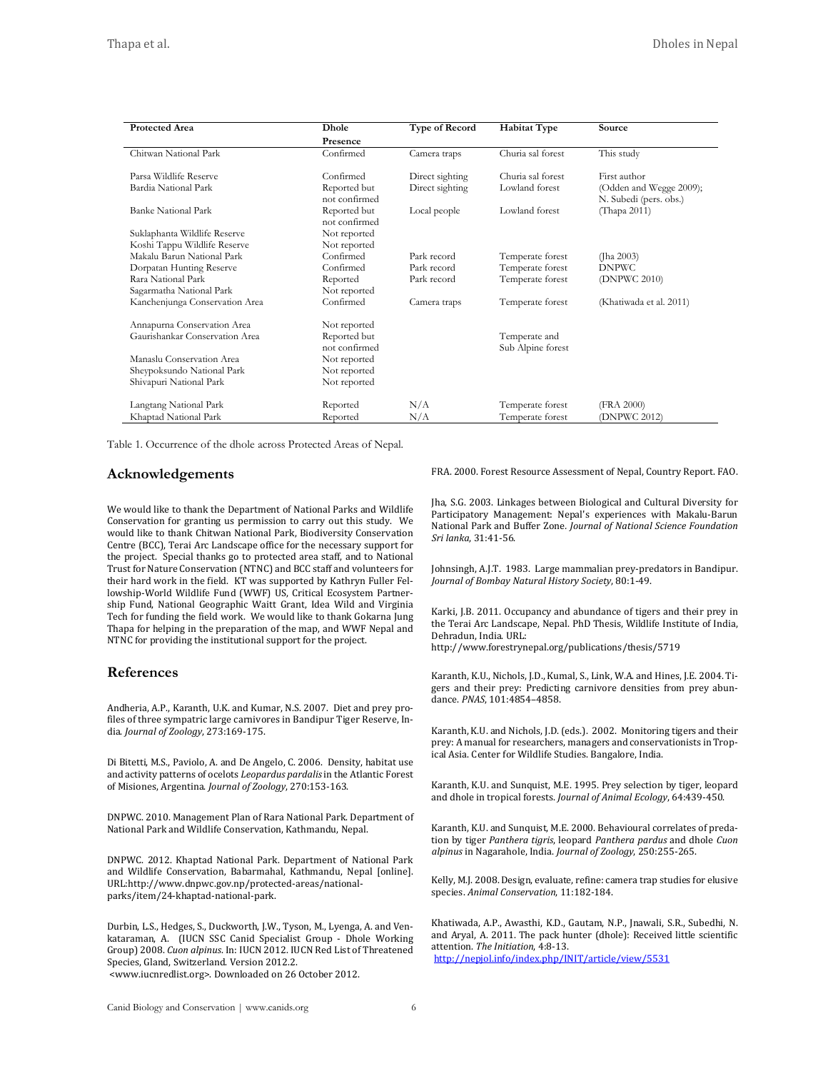| Protected Area | Dhole Presence | Type of Record | Habitat Type | Source |
|---|---|---|---|---|
| Chitwan National Park | Confirmed | Camera traps | Churia sal forest | This study |
| Parsa Wildlife Reserve | Confirmed | Direct sighting | Churia sal forest | First author |
| Bardia National Park | Reported but not confirmed | Direct sighting | Lowland forest | (Odden and Wegge 2009); N. Subedi (pers. obs.) |
| Banke National Park | Reported but not confirmed | Local people | Lowland forest | (Thapa 2011) |
| Suklaphanta Wildlife Reserve | Not reported | | | |
| Koshi Tappu Wildlife Reserve | Not reported | | | |
| Makalu Barun National Park | Confirmed | Park record | Temperate forest | (Jha 2003) |
| Dorpatan Hunting Reserve | Confirmed | Park record | Temperate forest | DNPWC |
| Rara National Park | Reported | Park record | Temperate forest | (DNPWC 2010) |
| Sagarmatha National Park | Not reported | | | |
| Kanchenjunga Conservation Area | Confirmed | Camera traps | Temperate forest | (Khatiwada et al. 2011) |
| Annapurna Conservation Area | Not reported | | | |
| Gaurishankar Conservation Area | Reported but not confirmed | | Temperate and Sub Alpine forest | |
| Manaslu Conservation Area | Not reported | | | |
| Sheypoksundo National Park | Not reported | | | |
| Shivapuri National Park | Not reported | | | |
| Langtang National Park | Reported | N/A | Temperate forest | (FRA 2000) |
| Khaptad National Park | Reported | N/A | Temperate forest | (DNPWC 2012) |

Table 1. Occurrence of the dhole across Protected Areas of Nepal.

## Acknowledgements

We would like to thank the Department of National Parks and Wildlife Conservation for granting us permission to carry out this study. We would like to thank Chitwan National Park, Biodiversity Conservation Centre (BCC), Terai Arc Landscape office for the necessary support for the project. Special thanks go to protected area staff, and to National Trust for Nature Conservation (NTNC) and BCC staff and volunteers for their hard work in the field. KT was supported by Kathryn Fuller Fellowship-World Wildlife Fund (WWF) US, Critical Ecosystem Partnership Fund, National Geographic Waitt Grant, Idea Wild and Virginia Tech for funding the field work. We would like to thank Gokarna Jung Thapa for helping in the preparation of the map, and WWF Nepal and NTNC for providing the institutional support for the project.

## References

Andheria, A.P., Karanth, U.K. and Kumar, N.S. 2007. Diet and prey profiles of three sympatric large carnivores in Bandipur Tiger Reserve, India. *Journal of Zoology*, 273:169-175.

Di Bitetti, M.S., Paviolo, A. and De Angelo, C. 2006. Density, habitat use and activity patterns of ocelots *Leopardus pardalis* in the Atlantic Forest of Misiones, Argentina. *Journal of Zoology*, 270:153-163.

DNPWC. 2010. Management Plan of Rara National Park. Department of National Park and Wildlife Conservation, Kathmandu, Nepal.

DNPWC. 2012. Khaptad National Park. Department of National Park and Wildlife Conservation, Babarmahal, Kathmandu, Nepal [online]. URL:http://www.dnpwc.gov.np/protected-areas/national-parks/item/24-khaptad-national-park.

Durbin, L.S., Hedges, S., Duckworth, J.W., Tyson, M., Lyenga, A. and Venkataraman, A. (IUCN SSC Canid Specialist Group - Dhole Working Group) 2008. *Cuon alpinus*. In: IUCN 2012. IUCN Red List of Threatened Species, Gland, Switzerland. Version 2012.2. <www.iucnredlist.org>. Downloaded on 26 October 2012.

FRA. 2000. Forest Resource Assessment of Nepal, Country Report. FAO.

Jha, S.G. 2003. Linkages between Biological and Cultural Diversity for Participatory Management: Nepal's experiences with Makalu-Barun National Park and Buffer Zone. *Journal of National Science Foundation Sri lanka*, 31:41-56.

Johnsingh, A.J.T. 1983. Large mammalian prey-predators in Bandipur. *Journal of Bombay Natural History Society*, 80:1-49.

Karki, J.B. 2011. Occupancy and abundance of tigers and their prey in the Terai Arc Landscape, Nepal. PhD Thesis, Wildlife Institute of India, Dehradun, India. URL: http://www.forestrynepal.org/publications/thesis/5719

Karanth, K.U., Nichols, J.D., Kumal, S., Link, W.A. and Hines, J.E. 2004. Tigers and their prey: Predicting carnivore densities from prey abundance. *PNAS*, 101:4854–4858.

Karanth, K.U. and Nichols, J.D. (eds.). 2002. Monitoring tigers and their prey: A manual for researchers, managers and conservationists in Tropical Asia. Center for Wildlife Studies. Bangalore, India.

Karanth, K.U. and Sunquist, M.E. 1995. Prey selection by tiger, leopard and dhole in tropical forests. *Journal of Animal Ecology*, 64:439-450.

Karanth, K.U. and Sunquist, M.E. 2000. Behavioural correlates of predation by tiger *Panthera tigris*, leopard *Panthera pardus* and dhole *Cuon alpinus* in Nagarahole, India. *Journal of Zoology*, 250:255-265.

Kelly, M.J. 2008. Design, evaluate, refine: camera trap studies for elusive species. *Animal Conservation*, 11:182-184.

Khatiwada, A.P., Awasthi, K.D., Gautam, N.P., Jnawali, S.R., Subedhi, N. and Aryal, A. 2011. The pack hunter (dhole): Received little scientific attention. *The Initiation*, 4:8-13. http://nepjol.info/index.php/INIT/article/view/5531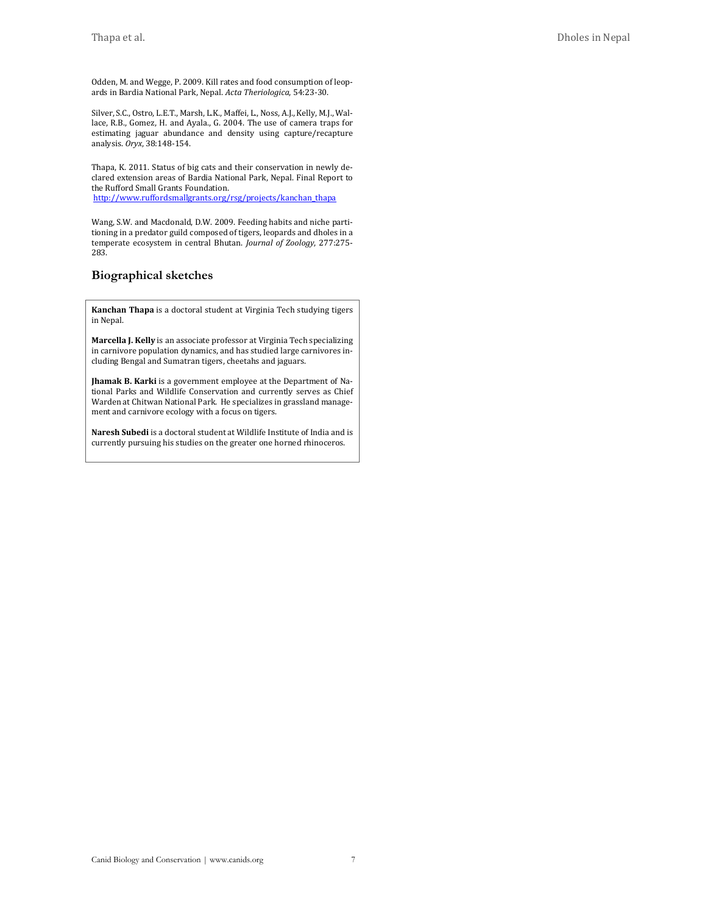Odden, M. and Wegge, P. 2009. Kill rates and food consumption of leopards in Bardia National Park, Nepal. *Acta Theriologica*, 54:23-30.

Silver, S.C., Ostro, L.E.T., Marsh, L.K., Maffei, L., Noss, A.J., Kelly, M.J., Wallace, R.B., Gomez, H. and Ayala., G. 2004. The use of camera traps for estimating jaguar abundance and density using capture/recapture analysis. *Oryx*, 38:148-154.

Thapa, K. 2011. Status of big cats and their conservation in newly declared extension areas of Bardia National Park, Nepal. Final Report to the Rufford Small Grants Foundation. http://www.ruffordsmallgrants.org/rsg/projects/kanchan_thapa

Wang, S.W. and Macdonald, D.W. 2009. Feeding habits and niche partitioning in a predator guild composed of tigers, leopards and dholes in a temperate ecosystem in central Bhutan. *Journal of Zoology*, 277:275-283.

## Biographical sketches

**Kanchan Thapa** is a doctoral student at Virginia Tech studying tigers in Nepal.

**Marcella J. Kelly** is an associate professor at Virginia Tech specializing in carnivore population dynamics, and has studied large carnivores including Bengal and Sumatran tigers, cheetahs and jaguars.

**Jhamak B. Karki** is a government employee at the Department of National Parks and Wildlife Conservation and currently serves as Chief Warden at Chitwan National Park. He specializes in grassland management and carnivore ecology with a focus on tigers.

**Naresh Subedi** is a doctoral student at Wildlife Institute of India and is currently pursuing his studies on the greater one horned rhinoceros.